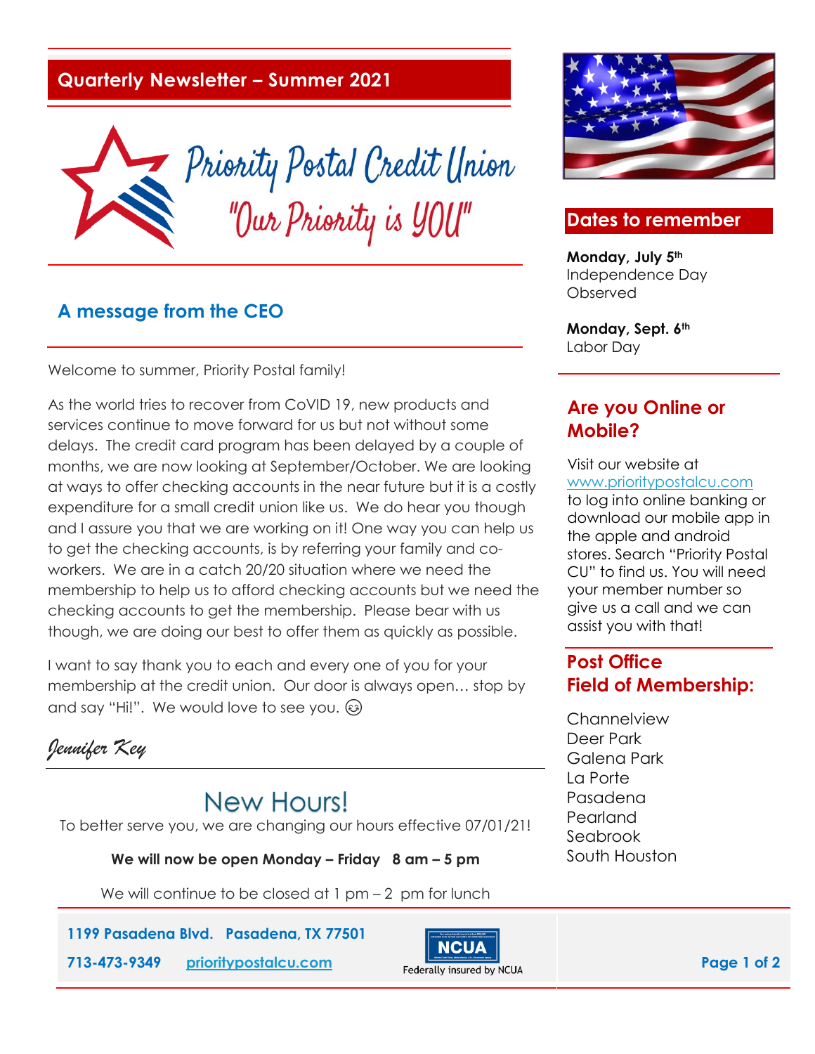# Quarterly Newsletter – Summer 2021

Priority Postal Credit Union

"Our Priority is YOU"

## A message from the CEO

Welcome to summer, Priority Postal family!

As the world tries to recover from CoVID 19, new products and services continue to move forward for us but not without some delays. The credit card program has been delayed by a couple of months, we are now looking at September/October. We are looking at ways to offer checking accounts in the near future but it is a costly expenditure for a small credit union like us. We do hear you though and I assure you that we are working on it! One way you can help us to get the checking accounts, is by referring your family and co-workers. We are in a catch 20/20 situation where we need the membership to help us to afford checking accounts but we need the checking accounts to get the membership. Please bear with us though, we are doing our best to offer them as quickly as possible.

I want to say thank you to each and every one of you for your membership at the credit union. Our door is always open… stop by and say "Hi!". We would love to see you. ☺

*Jennifer Key*

## New Hours!

To better serve you, we are changing our hours effective 07/01/21!

**We will now be open Monday – Friday 8 am – 5 pm**

We will continue to be closed at 1 pm – 2 pm for lunch

## Dates to remember

**Monday, July 5th**
Independence Day Observed

**Monday, Sept. 6th**
Labor Day

## Are you Online or Mobile?

Visit our website at www.prioritypostalcu.com to log into online banking or download our mobile app in the apple and android stores. Search "Priority Postal CU" to find us. You will need your member number so give us a call and we can assist you with that!

## Post Office Field of Membership:

Channelview
Deer Park
Galena Park
La Porte
Pasadena
Pearland
Seabrook
South Houston

**1199 Pasadena Blvd. Pasadena, TX 77501**

**713-473-9349** **prioritypostalcu.com**

Federally insured by NCUA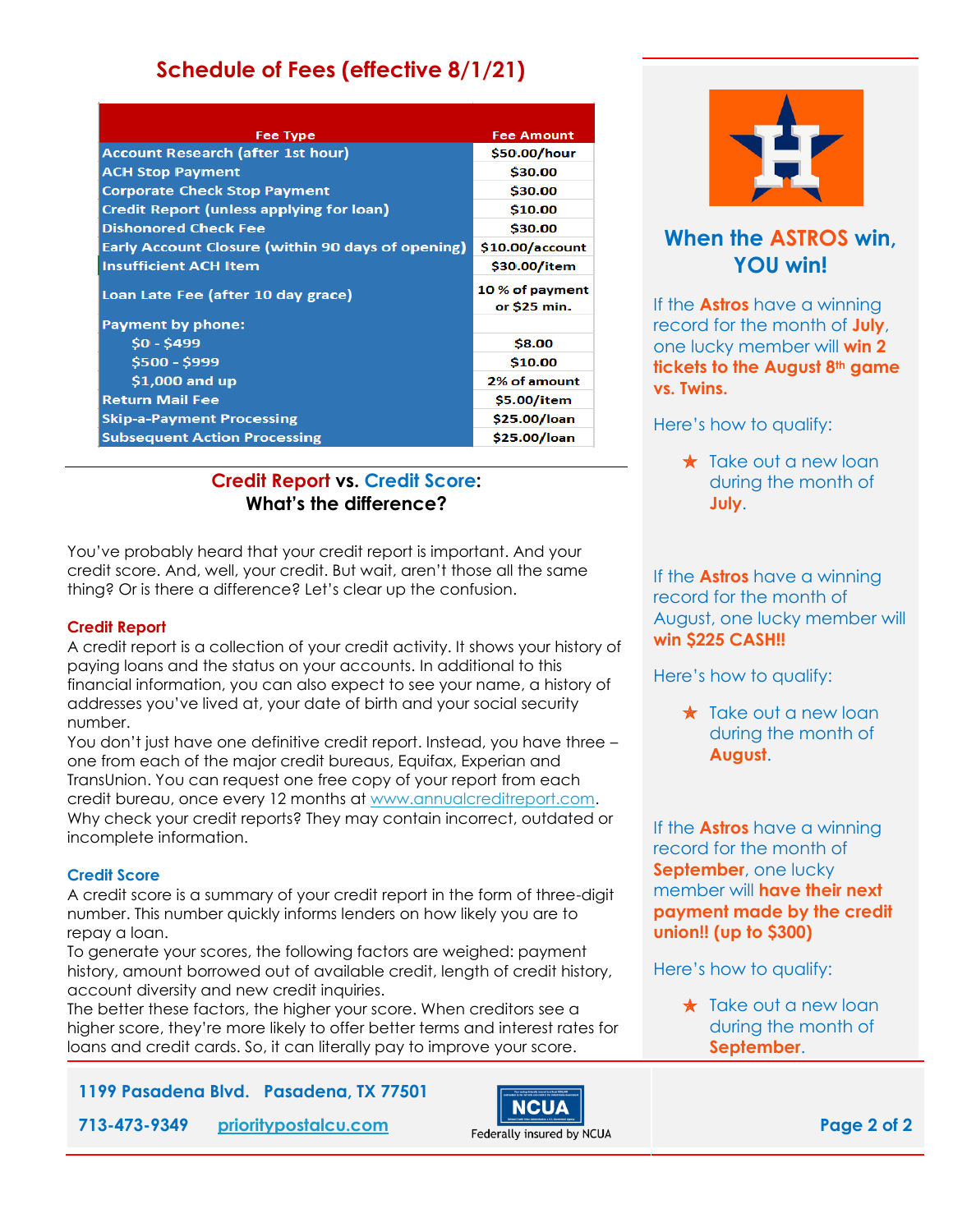## Schedule of Fees (effective 8/1/21)

| Fee Type | Fee Amount |
|---|---|
| Account Research (after 1st hour) | $50.00/hour |
| ACH Stop Payment | $30.00 |
| Corporate Check Stop Payment | $30.00 |
| Credit Report (unless applying for loan) | $10.00 |
| Dishonored Check Fee | $30.00 |
| Early Account Closure (within 90 days of opening) | $10.00/account |
| Insufficient ACH Item | $30.00/item |
| Loan Late Fee (after 10 day grace) | 10 % of payment or $25 min. |
| Payment by phone: | |
| $0 - $499 | $8.00 |
| $500 - $999 | $10.00 |
| $1,000 and up | 2% of amount |
| Return Mail Fee | $5.00/item |
| Skip-a-Payment Processing | $25.00/loan |
| Subsequent Action Processing | $25.00/loan |

## Credit Report vs. Credit Score: What's the difference?

You've probably heard that your credit report is important. And your credit score. And, well, your credit. But wait, aren't those all the same thing? Or is there a difference? Let's clear up the confusion.

### Credit Report

A credit report is a collection of your credit activity. It shows your history of paying loans and the status on your accounts. In additional to this financial information, you can also expect to see your name, a history of addresses you've lived at, your date of birth and your social security number.

You don't just have one definitive credit report. Instead, you have three – one from each of the major credit bureaus, Equifax, Experian and TransUnion. You can request one free copy of your report from each credit bureau, once every 12 months at www.annualcreditreport.com. Why check your credit reports? They may contain incorrect, outdated or incomplete information.

### Credit Score

A credit score is a summary of your credit report in the form of three-digit number. This number quickly informs lenders on how likely you are to repay a loan.

To generate your scores, the following factors are weighed: payment history, amount borrowed out of available credit, length of credit history, account diversity and new credit inquiries.

The better these factors, the higher your score. When creditors see a higher score, they're more likely to offer better terms and interest rates for loans and credit cards. So, it can literally pay to improve your score.

## When the ASTROS win, YOU win!

If the **Astros** have a winning record for the month of **July**, one lucky member will **win 2 tickets to the August 8th game vs. Twins.**

Here's how to qualify:

- ★ Take out a new loan during the month of **July**.

If the **Astros** have a winning record for the month of August, one lucky member will **win $225 CASH!!**

Here's how to qualify:

- ★ Take out a new loan during the month of **August**.

If the **Astros** have a winning record for the month of **September**, one lucky member will **have their next payment made by the credit union!! (up to $300)**

Here's how to qualify:

- ★ Take out a new loan during the month of **September**.

**1199 Pasadena Blvd. Pasadena, TX 77501**

**713-473-9349** prioritypostalcu.com

Federally insured by NCUA